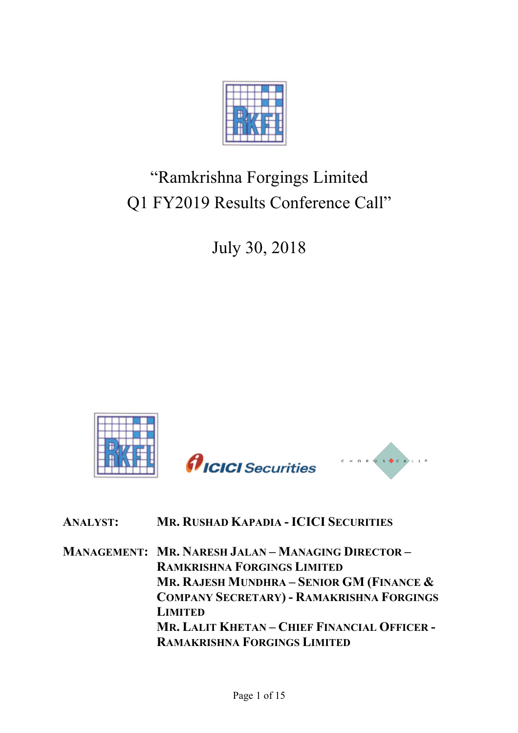# "Ramkrishna Forgings Limited Q1 FY2019 Results Conference Call"

## July 30, 2018

**ANALYST:** MR. RUSHAD KAPADIA - ICICI SECURITIES

**MANAGEMENT:** MR. NARESH JALAN – MANAGING DIRECTOR – RAMKRISHNA FORGINGS LIMITED

MR. RAJESH MUNDHRA – SENIOR GM (FINANCE & COMPANY SECRETARY) - RAMAKRISHNA FORGINGS LIMITED

MR. LALIT KHETAN – CHIEF FINANCIAL OFFICER - RAMAKRISHNA FORGINGS LIMITED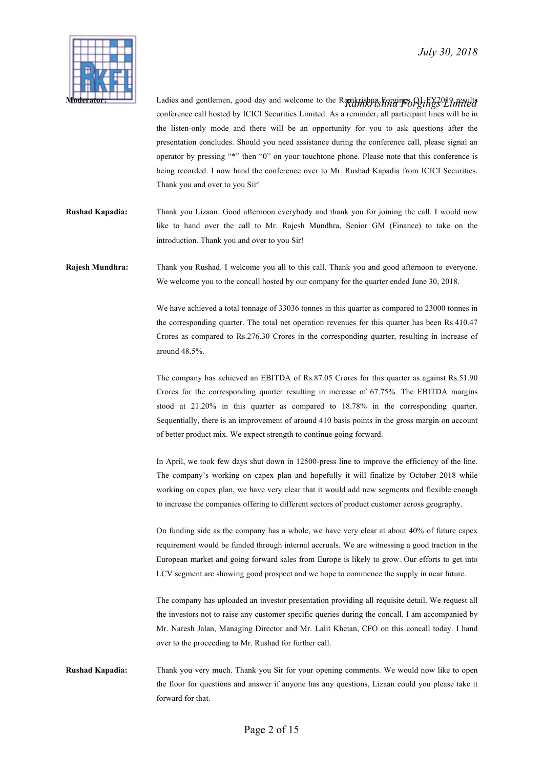**Moderator:** Ladies and gentlemen, good day and welcome to the Ramkrishna Forgings Q1 FY2019 results conference call hosted by ICICI Securities Limited. As a reminder, all participant lines will be in the listen-only mode and there will be an opportunity for you to ask questions after the presentation concludes. Should you need assistance during the conference call, please signal an operator by pressing "*" then "0" on your touchtone phone. Please note that this conference is being recorded. I now hand the conference over to Mr. Rushad Kapadia from ICICI Securities. Thank you and over to you Sir!

**Rushad Kapadia:** Thank you Lizaan. Good afternoon everybody and thank you for joining the call. I would now like to hand over the call to Mr. Rajesh Mundhra, Senior GM (Finance) to take on the introduction. Thank you and over to you Sir!

**Rajesh Mundhra:** Thank you Rushad. I welcome you all to this call. Thank you and good afternoon to everyone. We welcome you to the concall hosted by our company for the quarter ended June 30, 2018.

We have achieved a total tonnage of 33036 tonnes in this quarter as compared to 23000 tonnes in the corresponding quarter. The total net operation revenues for this quarter has been Rs.410.47 Crores as compared to Rs.276.30 Crores in the corresponding quarter, resulting in increase of around 48.5%.

The company has achieved an EBITDA of Rs.87.05 Crores for this quarter as against Rs.51.90 Crores for the corresponding quarter resulting in increase of 67.75%. The EBITDA margins stood at 21.20% in this quarter as compared to 18.78% in the corresponding quarter. Sequentially, there is an improvement of around 410 basis points in the gross margin on account of better product mix. We expect strength to continue going forward.

In April, we took few days shut down in 12500-press line to improve the efficiency of the line. The company's working on capex plan and hopefully it will finalize by October 2018 while working on capex plan, we have very clear that it would add new segments and flexible enough to increase the companies offering to different sectors of product customer across geography.

On funding side as the company has a whole, we have very clear at about 40% of future capex requirement would be funded through internal accruals. We are witnessing a good traction in the European market and going forward sales from Europe is likely to grow. Our efforts to get into LCV segment are showing good prospect and we hope to commence the supply in near future.

The company has uploaded an investor presentation providing all requisite detail. We request all the investors not to raise any customer specific queries during the concall. I am accompanied by Mr. Naresh Jalan, Managing Director and Mr. Lalit Khetan, CFO on this concall today. I hand over to the proceeding to Mr. Rushad for further call.

**Rushad Kapadia:** Thank you very much. Thank you Sir for your opening comments. We would now like to open the floor for questions and answer if anyone has any questions, Lizaan could you please take it forward for that.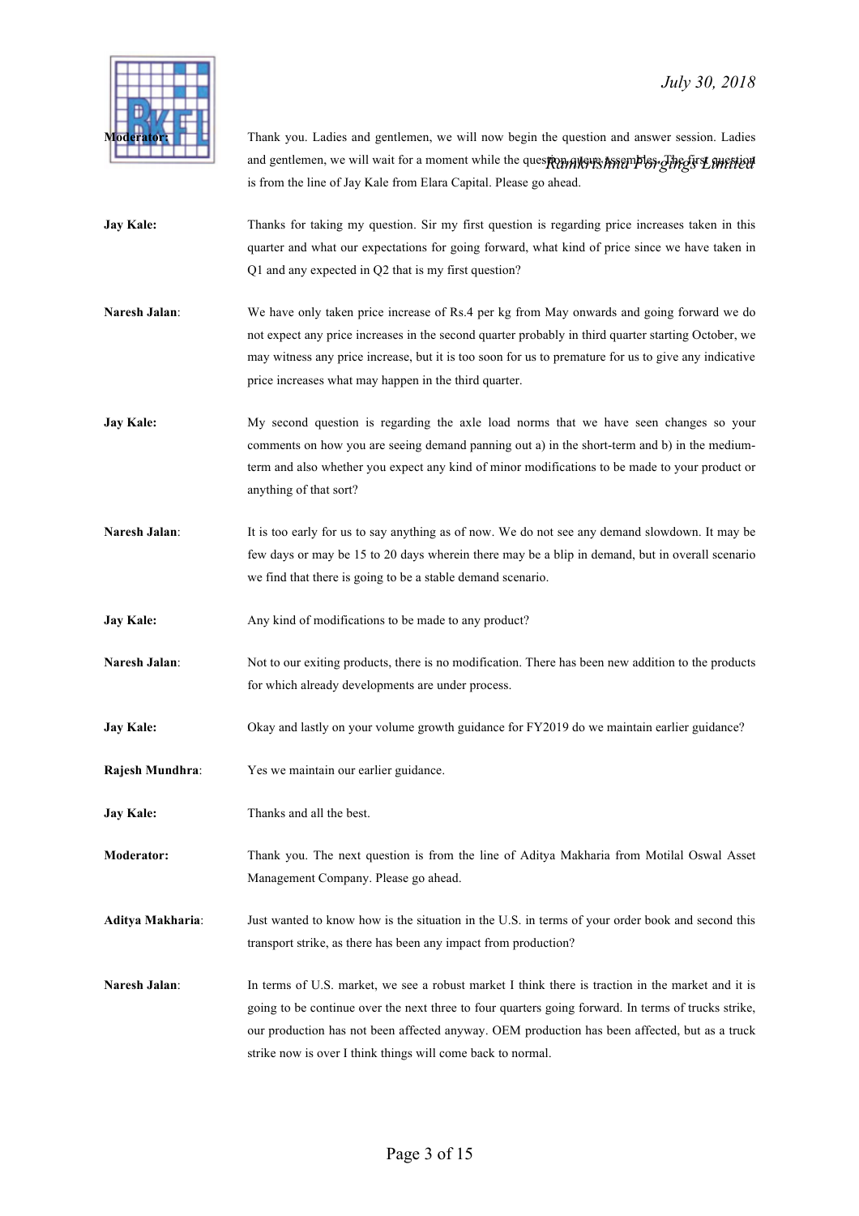**Moderator:** Thank you. Ladies and gentlemen, we will now begin the question and answer session. Ladies and gentlemen, we will wait for a moment while the question queue assembles. The first question is from the line of Jay Kale from Elara Capital. Please go ahead.

**Jay Kale:** Thanks for taking my question. Sir my first question is regarding price increases taken in this quarter and what our expectations for going forward, what kind of price since we have taken in Q1 and any expected in Q2 that is my first question?

**Naresh Jalan:** We have only taken price increase of Rs.4 per kg from May onwards and going forward we do not expect any price increases in the second quarter probably in third quarter starting October, we may witness any price increase, but it is too soon for us to premature for us to give any indicative price increases what may happen in the third quarter.

**Jay Kale:** My second question is regarding the axle load norms that we have seen changes so your comments on how you are seeing demand panning out a) in the short-term and b) in the medium-term and also whether you expect any kind of minor modifications to be made to your product or anything of that sort?

**Naresh Jalan:** It is too early for us to say anything as of now. We do not see any demand slowdown. It may be few days or may be 15 to 20 days wherein there may be a blip in demand, but in overall scenario we find that there is going to be a stable demand scenario.

**Jay Kale:** Any kind of modifications to be made to any product?

**Naresh Jalan:** Not to our exiting products, there is no modification. There has been new addition to the products for which already developments are under process.

**Jay Kale:** Okay and lastly on your volume growth guidance for FY2019 do we maintain earlier guidance?

**Rajesh Mundhra:** Yes we maintain our earlier guidance.

**Jay Kale:** Thanks and all the best.

**Moderator:** Thank you. The next question is from the line of Aditya Makharia from Motilal Oswal Asset Management Company. Please go ahead.

**Aditya Makharia:** Just wanted to know how is the situation in the U.S. in terms of your order book and second this transport strike, as there has been any impact from production?

**Naresh Jalan:** In terms of U.S. market, we see a robust market I think there is traction in the market and it is going to be continue over the next three to four quarters going forward. In terms of trucks strike, our production has not been affected anyway. OEM production has been affected, but as a truck strike now is over I think things will come back to normal.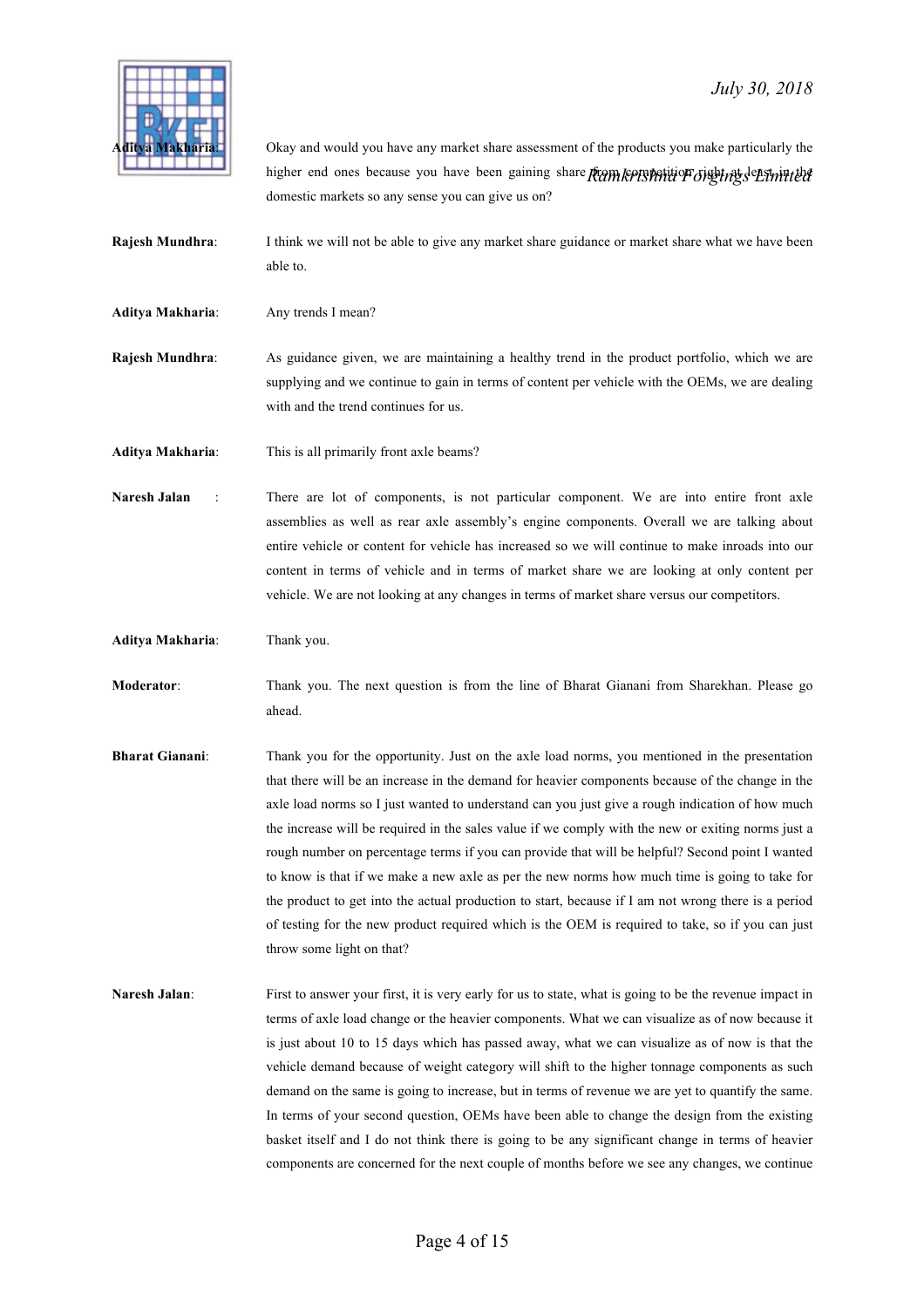**Aditya Makharia**: Okay and would you have any market share assessment of the products you make particularly the higher end ones because you have been gaining share from competition right at least in the domestic markets so any sense you can give us on?

**Rajesh Mundhra**: I think we will not be able to give any market share guidance or market share what we have been able to.

**Aditya Makharia**: Any trends I mean?

**Rajesh Mundhra**: As guidance given, we are maintaining a healthy trend in the product portfolio, which we are supplying and we continue to gain in terms of content per vehicle with the OEMs, we are dealing with and the trend continues for us.

**Aditya Makharia**: This is all primarily front axle beams?

**Naresh Jalan** : There are lot of components, is not particular component. We are into entire front axle assemblies as well as rear axle assembly's engine components. Overall we are talking about entire vehicle or content for vehicle has increased so we will continue to make inroads into our content in terms of vehicle and in terms of market share we are looking at only content per vehicle. We are not looking at any changes in terms of market share versus our competitors.

**Aditya Makharia**: Thank you.

**Moderator**: Thank you. The next question is from the line of Bharat Gianani from Sharekhan. Please go ahead.

**Bharat Gianani**: Thank you for the opportunity. Just on the axle load norms, you mentioned in the presentation that there will be an increase in the demand for heavier components because of the change in the axle load norms so I just wanted to understand can you just give a rough indication of how much the increase will be required in the sales value if we comply with the new or exiting norms just a rough number on percentage terms if you can provide that will be helpful? Second point I wanted to know is that if we make a new axle as per the new norms how much time is going to take for the product to get into the actual production to start, because if I am not wrong there is a period of testing for the new product required which is the OEM is required to take, so if you can just throw some light on that?

**Naresh Jalan**: First to answer your first, it is very early for us to state, what is going to be the revenue impact in terms of axle load change or the heavier components. What we can visualize as of now because it is just about 10 to 15 days which has passed away, what we can visualize as of now is that the vehicle demand because of weight category will shift to the higher tonnage components as such demand on the same is going to increase, but in terms of revenue we are yet to quantify the same. In terms of your second question, OEMs have been able to change the design from the existing basket itself and I do not think there is going to be any significant change in terms of heavier components are concerned for the next couple of months before we see any changes, we continue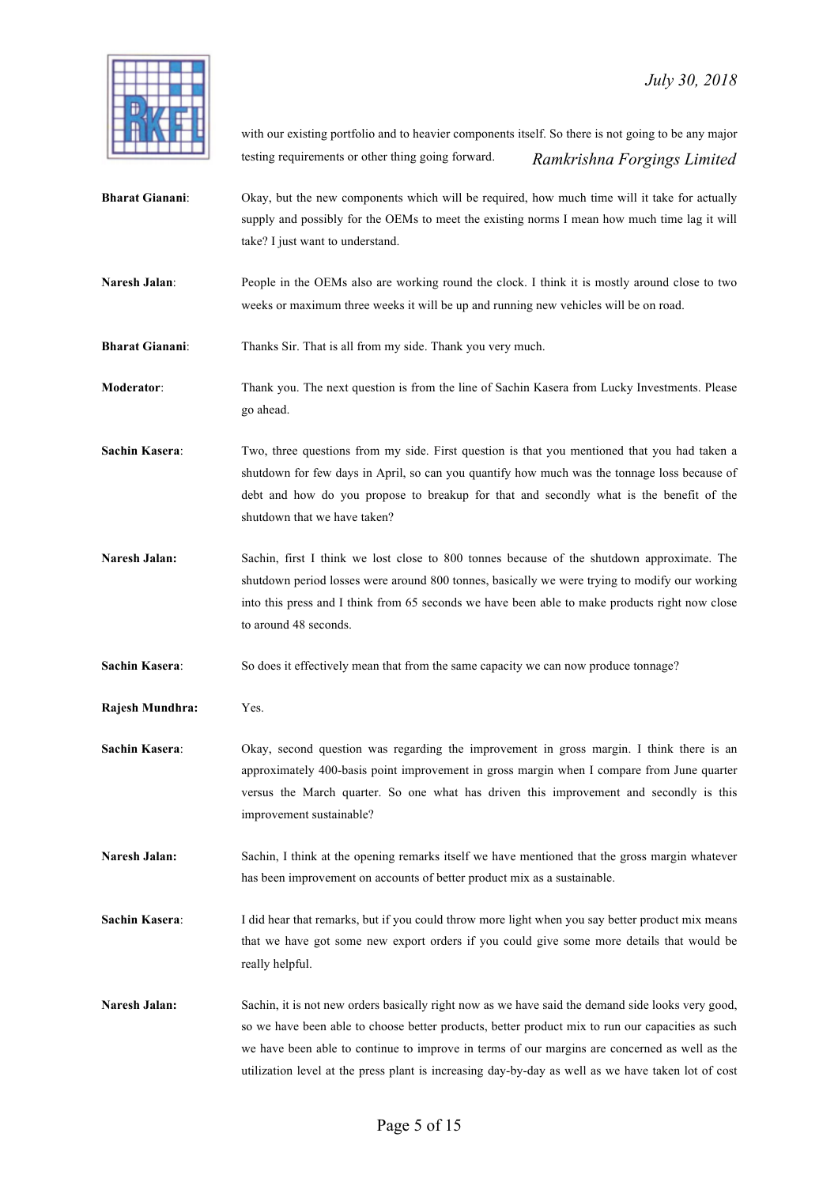with our existing portfolio and to heavier components itself. So there is not going to be any major testing requirements or other thing going forward.

**Bharat Gianani**: Okay, but the new components which will be required, how much time will it take for actually supply and possibly for the OEMs to meet the existing norms I mean how much time lag it will take? I just want to understand.

**Naresh Jalan**: People in the OEMs also are working round the clock. I think it is mostly around close to two weeks or maximum three weeks it will be up and running new vehicles will be on road.

**Bharat Gianani**: Thanks Sir. That is all from my side. Thank you very much.

**Moderator**: Thank you. The next question is from the line of Sachin Kasera from Lucky Investments. Please go ahead.

**Sachin Kasera**: Two, three questions from my side. First question is that you mentioned that you had taken a shutdown for few days in April, so can you quantify how much was the tonnage loss because of debt and how do you propose to breakup for that and secondly what is the benefit of the shutdown that we have taken?

**Naresh Jalan:** Sachin, first I think we lost close to 800 tonnes because of the shutdown approximate. The shutdown period losses were around 800 tonnes, basically we were trying to modify our working into this press and I think from 65 seconds we have been able to make products right now close to around 48 seconds.

**Sachin Kasera**: So does it effectively mean that from the same capacity we can now produce tonnage?

**Rajesh Mundhra:** Yes.

**Sachin Kasera**: Okay, second question was regarding the improvement in gross margin. I think there is an approximately 400-basis point improvement in gross margin when I compare from June quarter versus the March quarter. So one what has driven this improvement and secondly is this improvement sustainable?

**Naresh Jalan:** Sachin, I think at the opening remarks itself we have mentioned that the gross margin whatever has been improvement on accounts of better product mix as a sustainable.

**Sachin Kasera**: I did hear that remarks, but if you could throw more light when you say better product mix means that we have got some new export orders if you could give some more details that would be really helpful.

**Naresh Jalan:** Sachin, it is not new orders basically right now as we have said the demand side looks very good, so we have been able to choose better products, better product mix to run our capacities as such we have been able to continue to improve in terms of our margins are concerned as well as the utilization level at the press plant is increasing day-by-day as well as we have taken lot of cost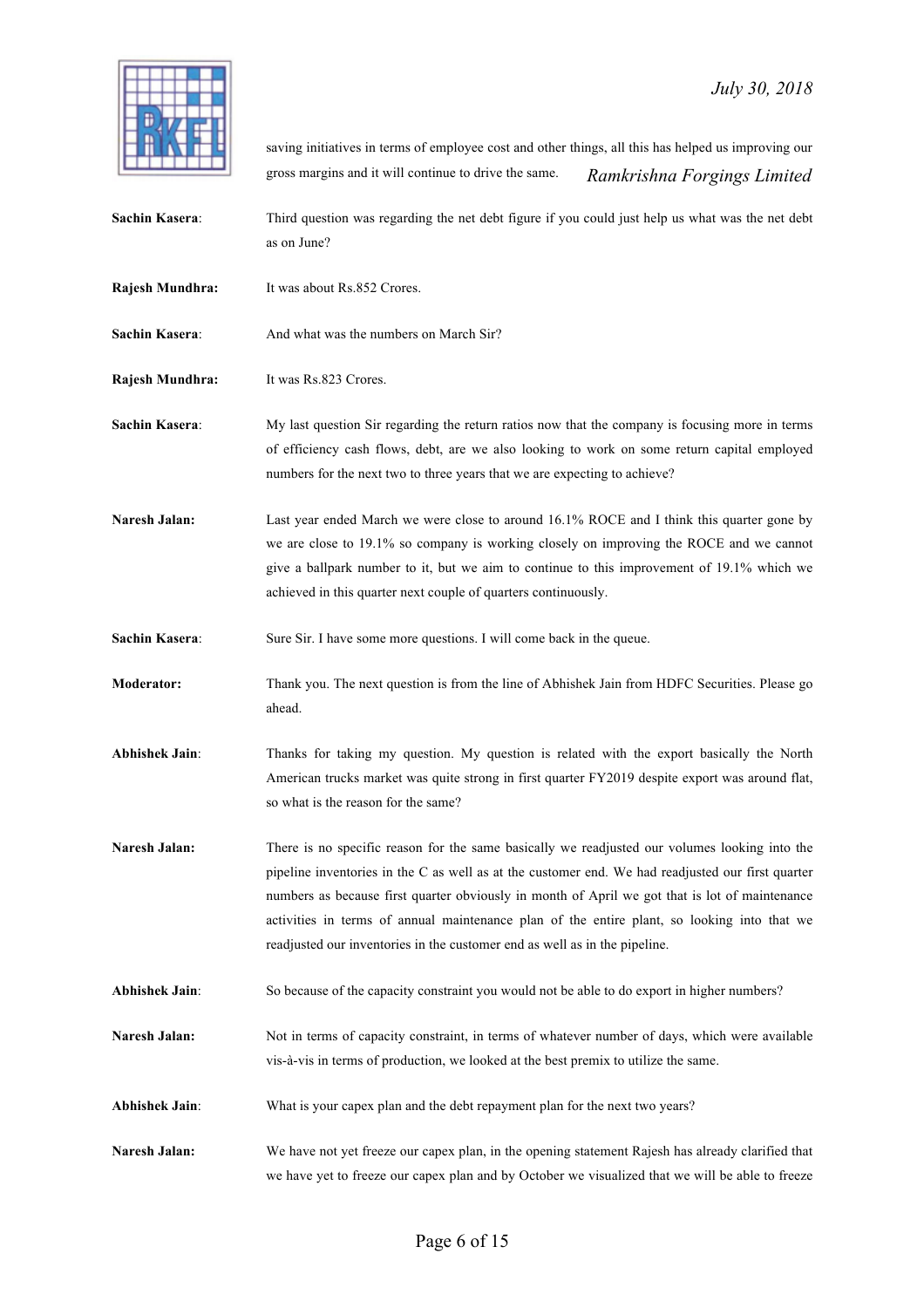saving initiatives in terms of employee cost and other things, all this has helped us improving our gross margins and it will continue to drive the same.

**Sachin Kasera**: Third question was regarding the net debt figure if you could just help us what was the net debt as on June?

**Rajesh Mundhra:** It was about Rs.852 Crores.

**Sachin Kasera**: And what was the numbers on March Sir?

**Rajesh Mundhra:** It was Rs.823 Crores.

**Sachin Kasera**: My last question Sir regarding the return ratios now that the company is focusing more in terms of efficiency cash flows, debt, are we also looking to work on some return capital employed numbers for the next two to three years that we are expecting to achieve?

**Naresh Jalan:** Last year ended March we were close to around 16.1% ROCE and I think this quarter gone by we are close to 19.1% so company is working closely on improving the ROCE and we cannot give a ballpark number to it, but we aim to continue to this improvement of 19.1% which we achieved in this quarter next couple of quarters continuously.

**Sachin Kasera**: Sure Sir. I have some more questions. I will come back in the queue.

**Moderator:** Thank you. The next question is from the line of Abhishek Jain from HDFC Securities. Please go ahead.

**Abhishek Jain**: Thanks for taking my question. My question is related with the export basically the North American trucks market was quite strong in first quarter FY2019 despite export was around flat, so what is the reason for the same?

**Naresh Jalan:** There is no specific reason for the same basically we readjusted our volumes looking into the pipeline inventories in the C as well as at the customer end. We had readjusted our first quarter numbers as because first quarter obviously in month of April we got that is lot of maintenance activities in terms of annual maintenance plan of the entire plant, so looking into that we readjusted our inventories in the customer end as well as in the pipeline.

**Abhishek Jain**: So because of the capacity constraint you would not be able to do export in higher numbers?

**Naresh Jalan:** Not in terms of capacity constraint, in terms of whatever number of days, which were available vis-à-vis in terms of production, we looked at the best premix to utilize the same.

**Abhishek Jain**: What is your capex plan and the debt repayment plan for the next two years?

**Naresh Jalan:** We have not yet freeze our capex plan, in the opening statement Rajesh has already clarified that we have yet to freeze our capex plan and by October we visualized that we will be able to freeze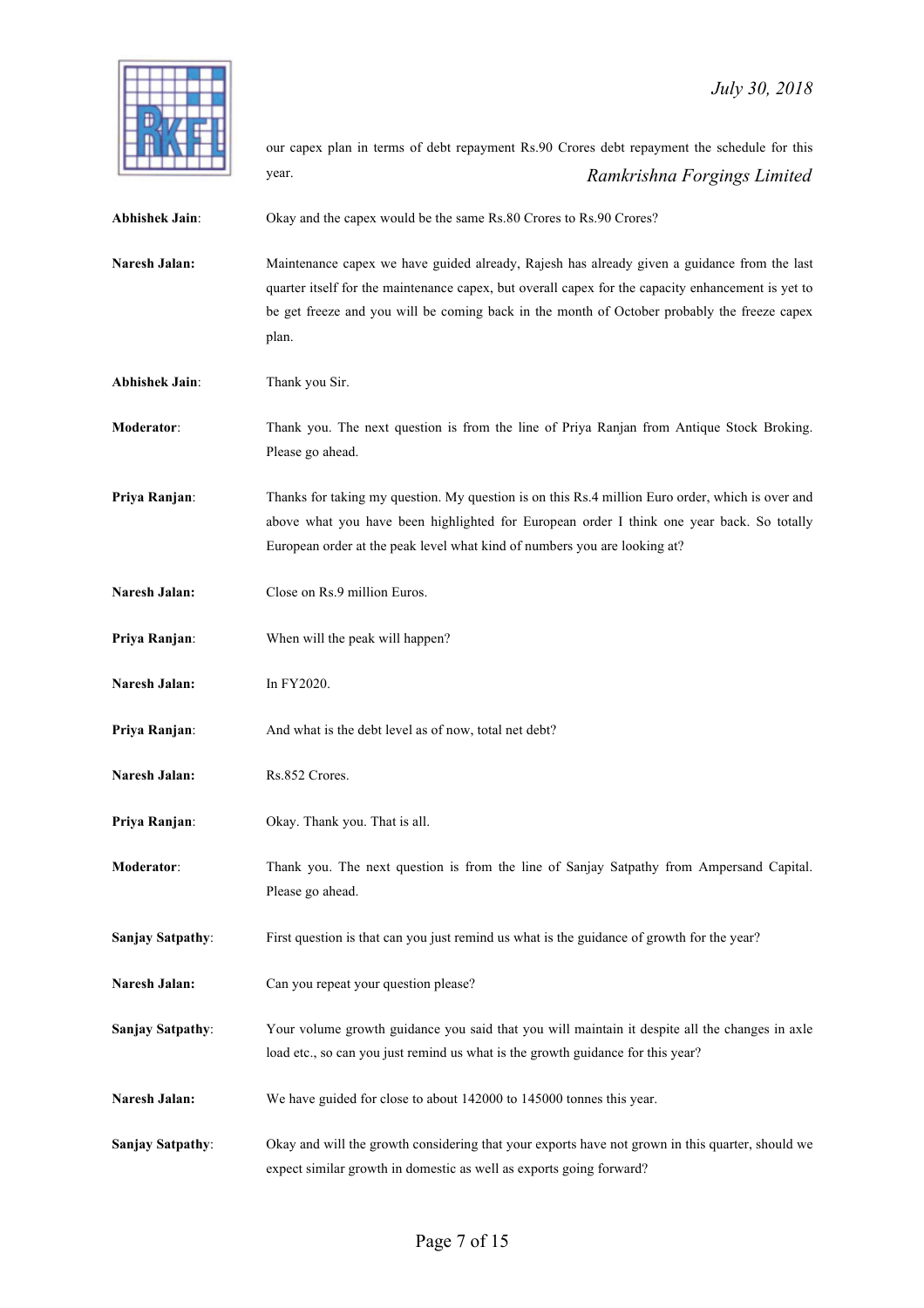our capex plan in terms of debt repayment Rs.90 Crores debt repayment the schedule for this year.

**Abhishek Jain**: Okay and the capex would be the same Rs.80 Crores to Rs.90 Crores?

**Naresh Jalan:** Maintenance capex we have guided already, Rajesh has already given a guidance from the last quarter itself for the maintenance capex, but overall capex for the capacity enhancement is yet to be get freeze and you will be coming back in the month of October probably the freeze capex plan.

**Abhishek Jain**: Thank you Sir.

**Moderator**: Thank you. The next question is from the line of Priya Ranjan from Antique Stock Broking. Please go ahead.

**Priya Ranjan**: Thanks for taking my question. My question is on this Rs.4 million Euro order, which is over and above what you have been highlighted for European order I think one year back. So totally European order at the peak level what kind of numbers you are looking at?

**Naresh Jalan:** Close on Rs.9 million Euros.

**Priya Ranjan**: When will the peak will happen?

**Naresh Jalan:** In FY2020.

**Priya Ranjan**: And what is the debt level as of now, total net debt?

**Naresh Jalan:** Rs.852 Crores.

**Priya Ranjan**: Okay. Thank you. That is all.

**Moderator**: Thank you. The next question is from the line of Sanjay Satpathy from Ampersand Capital. Please go ahead.

**Sanjay Satpathy**: First question is that can you just remind us what is the guidance of growth for the year?

**Naresh Jalan:** Can you repeat your question please?

**Sanjay Satpathy**: Your volume growth guidance you said that you will maintain it despite all the changes in axle load etc., so can you just remind us what is the growth guidance for this year?

**Naresh Jalan:** We have guided for close to about 142000 to 145000 tonnes this year.

**Sanjay Satpathy**: Okay and will the growth considering that your exports have not grown in this quarter, should we expect similar growth in domestic as well as exports going forward?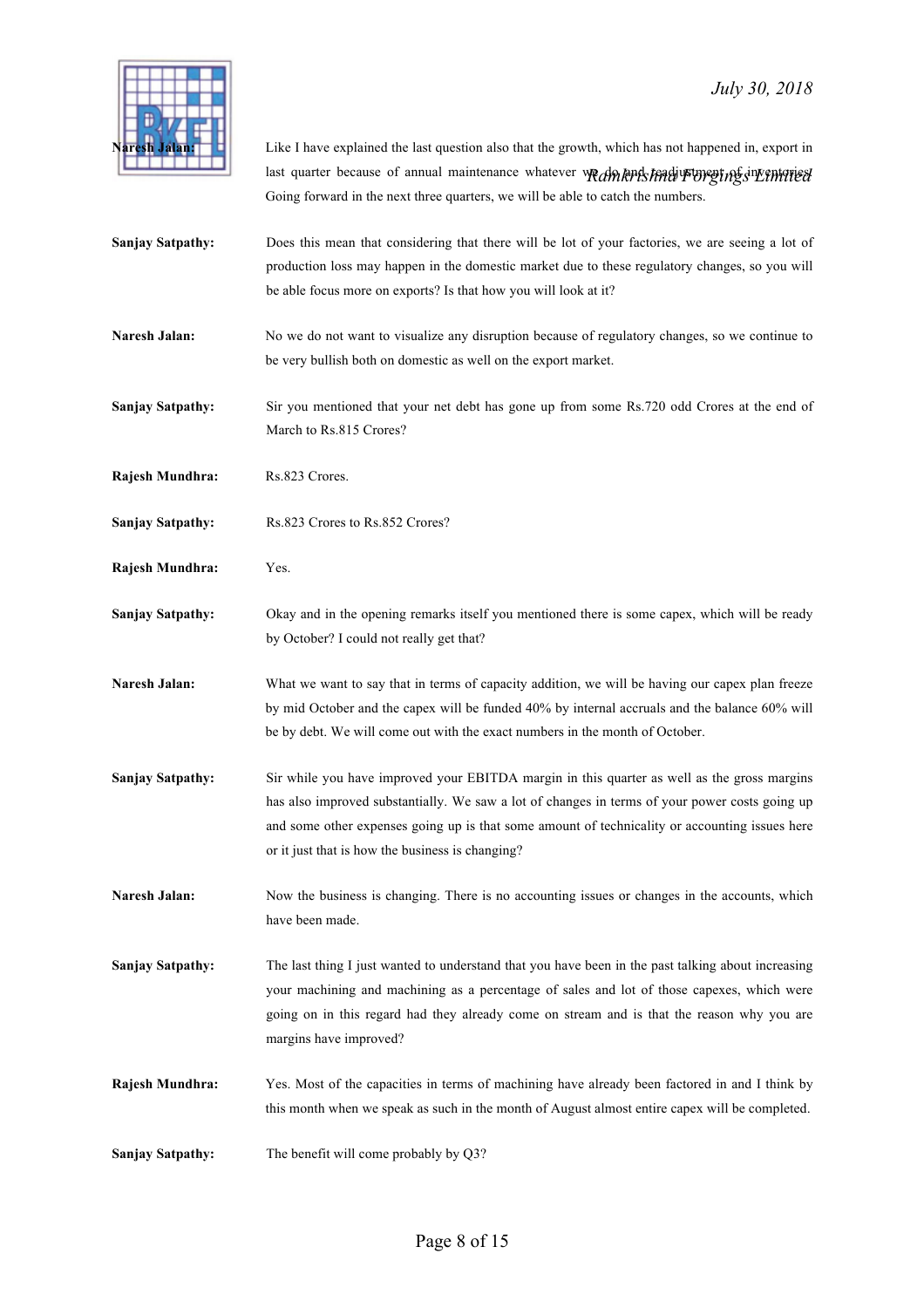**Naresh Jalan:** Like I have explained the last question also that the growth, which has not happened in, export in last quarter because of annual maintenance whatever we do and readjustment of inventories. Going forward in the next three quarters, we will be able to catch the numbers.

**Sanjay Satpathy:** Does this mean that considering that there will be lot of your factories, we are seeing a lot of production loss may happen in the domestic market due to these regulatory changes, so you will be able focus more on exports? Is that how you will look at it?

**Naresh Jalan:** No we do not want to visualize any disruption because of regulatory changes, so we continue to be very bullish both on domestic as well on the export market.

**Sanjay Satpathy:** Sir you mentioned that your net debt has gone up from some Rs.720 odd Crores at the end of March to Rs.815 Crores?

**Rajesh Mundhra:** Rs.823 Crores.

**Sanjay Satpathy:** Rs.823 Crores to Rs.852 Crores?

**Rajesh Mundhra:** Yes.

**Sanjay Satpathy:** Okay and in the opening remarks itself you mentioned there is some capex, which will be ready by October? I could not really get that?

**Naresh Jalan:** What we want to say that in terms of capacity addition, we will be having our capex plan freeze by mid October and the capex will be funded 40% by internal accruals and the balance 60% will be by debt. We will come out with the exact numbers in the month of October.

**Sanjay Satpathy:** Sir while you have improved your EBITDA margin in this quarter as well as the gross margins has also improved substantially. We saw a lot of changes in terms of your power costs going up and some other expenses going up is that some amount of technicality or accounting issues here or it just that is how the business is changing?

**Naresh Jalan:** Now the business is changing. There is no accounting issues or changes in the accounts, which have been made.

**Sanjay Satpathy:** The last thing I just wanted to understand that you have been in the past talking about increasing your machining and machining as a percentage of sales and lot of those capexes, which were going on in this regard had they already come on stream and is that the reason why you are margins have improved?

**Rajesh Mundhra:** Yes. Most of the capacities in terms of machining have already been factored in and I think by this month when we speak as such in the month of August almost entire capex will be completed.

**Sanjay Satpathy:** The benefit will come probably by Q3?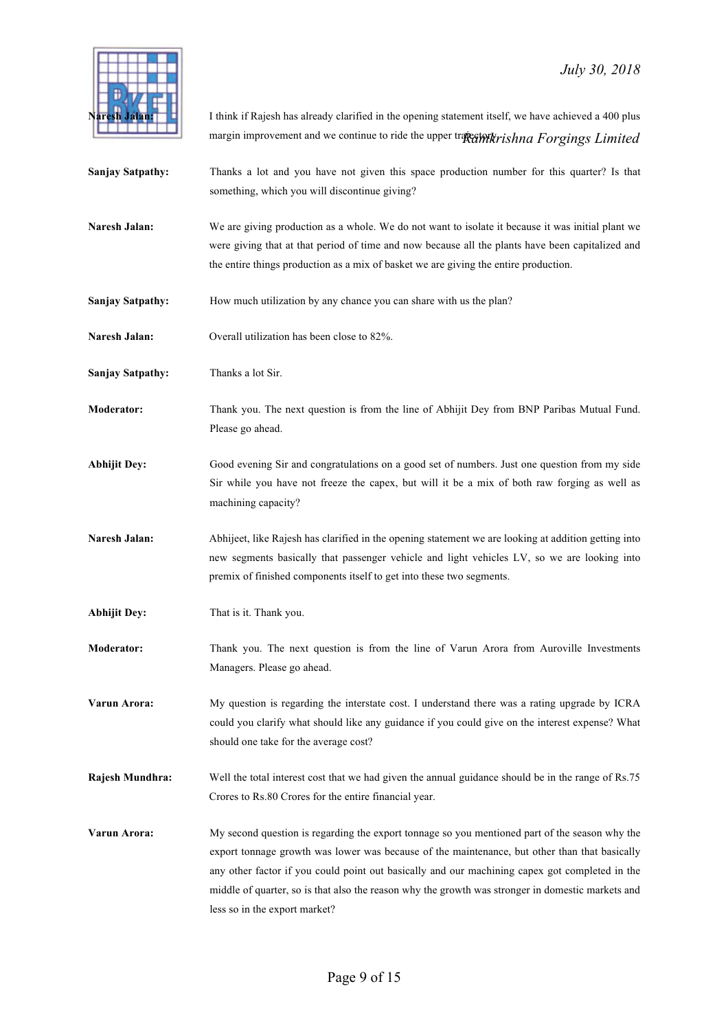**Naresh Jalan:** I think if Rajesh has already clarified in the opening statement itself, we have achieved a 400 plus margin improvement and we continue to ride the upper trajectory.

**Sanjay Satpathy:** Thanks a lot and you have not given this space production number for this quarter? Is that something, which you will discontinue giving?

**Naresh Jalan:** We are giving production as a whole. We do not want to isolate it because it was initial plant we were giving that at that period of time and now because all the plants have been capitalized and the entire things production as a mix of basket we are giving the entire production.

**Sanjay Satpathy:** How much utilization by any chance you can share with us the plan?

**Naresh Jalan:** Overall utilization has been close to 82%.

**Sanjay Satpathy:** Thanks a lot Sir.

**Moderator:** Thank you. The next question is from the line of Abhijit Dey from BNP Paribas Mutual Fund. Please go ahead.

**Abhijit Dey:** Good evening Sir and congratulations on a good set of numbers. Just one question from my side Sir while you have not freeze the capex, but will it be a mix of both raw forging as well as machining capacity?

**Naresh Jalan:** Abhijeet, like Rajesh has clarified in the opening statement we are looking at addition getting into new segments basically that passenger vehicle and light vehicles LV, so we are looking into premix of finished components itself to get into these two segments.

**Abhijit Dey:** That is it. Thank you.

**Moderator:** Thank you. The next question is from the line of Varun Arora from Auroville Investments Managers. Please go ahead.

**Varun Arora:** My question is regarding the interstate cost. I understand there was a rating upgrade by ICRA could you clarify what should like any guidance if you could give on the interest expense? What should one take for the average cost?

**Rajesh Mundhra:** Well the total interest cost that we had given the annual guidance should be in the range of Rs.75 Crores to Rs.80 Crores for the entire financial year.

**Varun Arora:** My second question is regarding the export tonnage so you mentioned part of the season why the export tonnage growth was lower was because of the maintenance, but other than that basically any other factor if you could point out basically and our machining capex got completed in the middle of quarter, so is that also the reason why the growth was stronger in domestic markets and less so in the export market?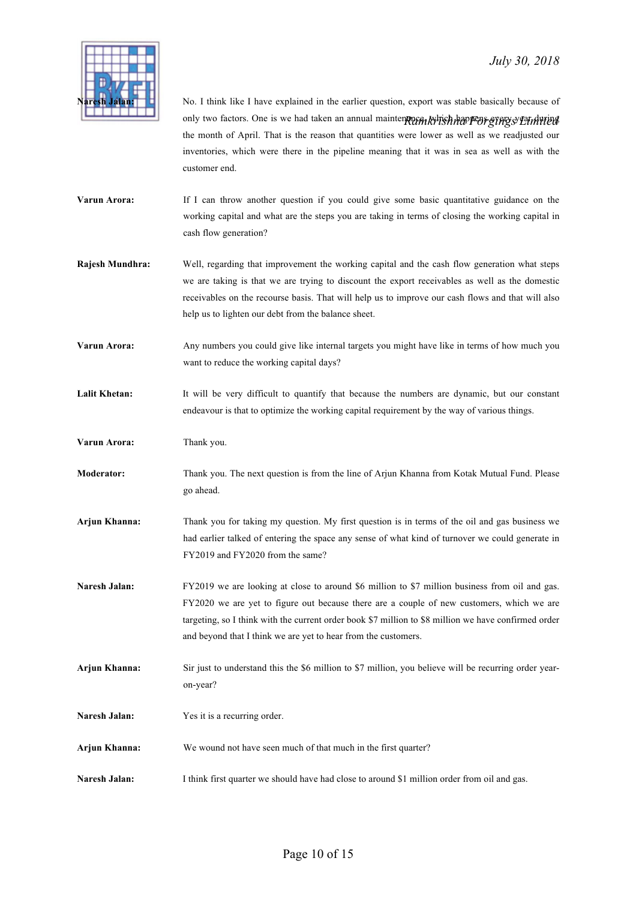**Naresh Jalan:** No. I think like I have explained in the earlier question, export was stable basically because of only two factors. One is we had taken an annual maintenance, which happens every year during the month of April. That is the reason that quantities were lower as well as we readjusted our inventories, which were there in the pipeline meaning that it was in sea as well as with the customer end.

**Varun Arora:** If I can throw another question if you could give some basic quantitative guidance on the working capital and what are the steps you are taking in terms of closing the working capital in cash flow generation?

**Rajesh Mundhra:** Well, regarding that improvement the working capital and the cash flow generation what steps we are taking is that we are trying to discount the export receivables as well as the domestic receivables on the recourse basis. That will help us to improve our cash flows and that will also help us to lighten our debt from the balance sheet.

**Varun Arora:** Any numbers you could give like internal targets you might have like in terms of how much you want to reduce the working capital days?

**Lalit Khetan:** It will be very difficult to quantify that because the numbers are dynamic, but our constant endeavour is that to optimize the working capital requirement by the way of various things.

**Varun Arora:** Thank you.

**Moderator:** Thank you. The next question is from the line of Arjun Khanna from Kotak Mutual Fund. Please go ahead.

**Arjun Khanna:** Thank you for taking my question. My first question is in terms of the oil and gas business we had earlier talked of entering the space any sense of what kind of turnover we could generate in FY2019 and FY2020 from the same?

**Naresh Jalan:** FY2019 we are looking at close to around $6 million to $7 million business from oil and gas. FY2020 we are yet to figure out because there are a couple of new customers, which we are targeting, so I think with the current order book $7 million to $8 million we have confirmed order and beyond that I think we are yet to hear from the customers.

**Arjun Khanna:** Sir just to understand this the $6 million to $7 million, you believe will be recurring order year-on-year?

**Naresh Jalan:** Yes it is a recurring order.

**Arjun Khanna:** We wound not have seen much of that much in the first quarter?

**Naresh Jalan:** I think first quarter we should have had close to around $1 million order from oil and gas.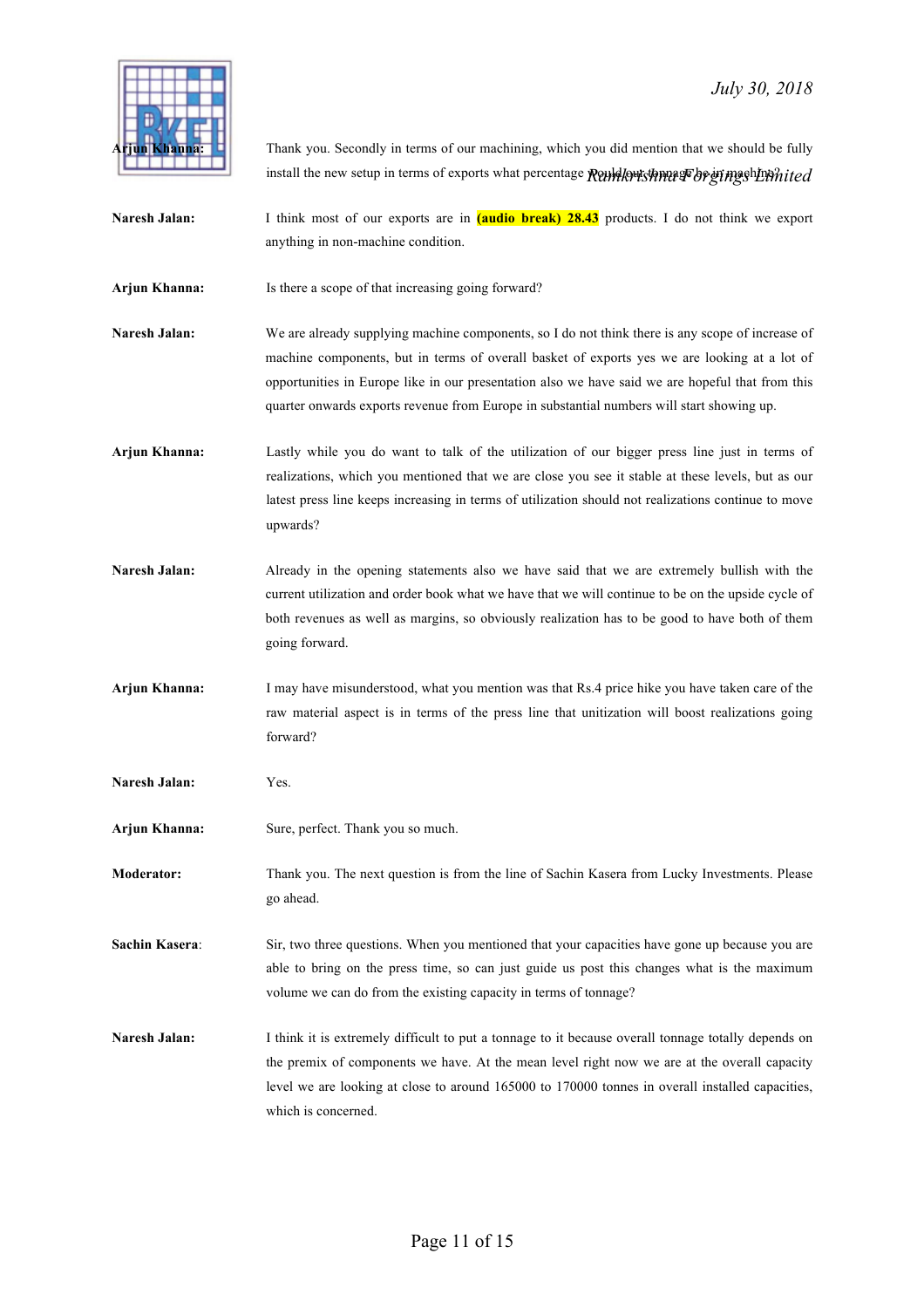**Arjun Khanna:** Thank you. Secondly in terms of our machining, which you did mention that we should be fully install the new setup in terms of exports what percentage would our tonnage be in machining?

**Naresh Jalan:** I think most of our exports are in **(audio break) 28.43** products. I do not think we export anything in non-machine condition.

**Arjun Khanna:** Is there a scope of that increasing going forward?

**Naresh Jalan:** We are already supplying machine components, so I do not think there is any scope of increase of machine components, but in terms of overall basket of exports yes we are looking at a lot of opportunities in Europe like in our presentation also we have said we are hopeful that from this quarter onwards exports revenue from Europe in substantial numbers will start showing up.

**Arjun Khanna:** Lastly while you do want to talk of the utilization of our bigger press line just in terms of realizations, which you mentioned that we are close you see it stable at these levels, but as our latest press line keeps increasing in terms of utilization should not realizations continue to move upwards?

**Naresh Jalan:** Already in the opening statements also we have said that we are extremely bullish with the current utilization and order book what we have that we will continue to be on the upside cycle of both revenues as well as margins, so obviously realization has to be good to have both of them going forward.

**Arjun Khanna:** I may have misunderstood, what you mention was that Rs.4 price hike you have taken care of the raw material aspect is in terms of the press line that unitization will boost realizations going forward?

**Naresh Jalan:** Yes.

**Arjun Khanna:** Sure, perfect. Thank you so much.

**Moderator:** Thank you. The next question is from the line of Sachin Kasera from Lucky Investments. Please go ahead.

**Sachin Kasera:** Sir, two three questions. When you mentioned that your capacities have gone up because you are able to bring on the press time, so can just guide us post this changes what is the maximum volume we can do from the existing capacity in terms of tonnage?

**Naresh Jalan:** I think it is extremely difficult to put a tonnage to it because overall tonnage totally depends on the premix of components we have. At the mean level right now we are at the overall capacity level we are looking at close to around 165000 to 170000 tonnes in overall installed capacities, which is concerned.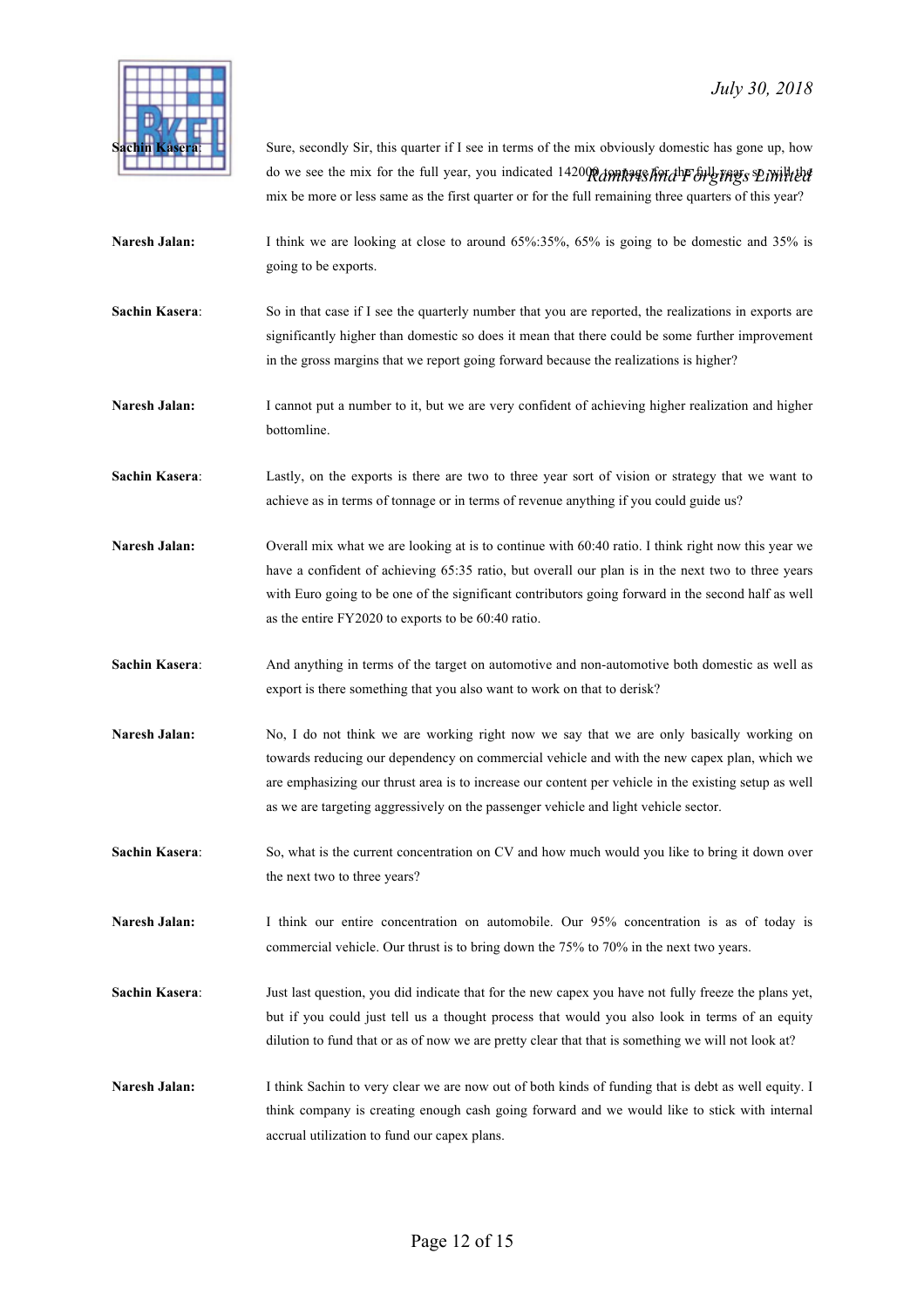**Sachin Kasera**: Sure, secondly Sir, this quarter if I see in terms of the mix obviously domestic has gone up, how do we see the mix for the full year, you indicated 142000 tonnage for the full year, so will the mix be more or less same as the first quarter or for the full remaining three quarters of this year?

**Naresh Jalan:** I think we are looking at close to around 65%:35%, 65% is going to be domestic and 35% is going to be exports.

**Sachin Kasera**: So in that case if I see the quarterly number that you are reported, the realizations in exports are significantly higher than domestic so does it mean that there could be some further improvement in the gross margins that we report going forward because the realizations is higher?

**Naresh Jalan:** I cannot put a number to it, but we are very confident of achieving higher realization and higher bottomline.

**Sachin Kasera**: Lastly, on the exports is there are two to three year sort of vision or strategy that we want to achieve as in terms of tonnage or in terms of revenue anything if you could guide us?

**Naresh Jalan:** Overall mix what we are looking at is to continue with 60:40 ratio. I think right now this year we have a confident of achieving 65:35 ratio, but overall our plan is in the next two to three years with Euro going to be one of the significant contributors going forward in the second half as well as the entire FY2020 to exports to be 60:40 ratio.

**Sachin Kasera**: And anything in terms of the target on automotive and non-automotive both domestic as well as export is there something that you also want to work on that to derisk?

**Naresh Jalan:** No, I do not think we are working right now we say that we are only basically working on towards reducing our dependency on commercial vehicle and with the new capex plan, which we are emphasizing our thrust area is to increase our content per vehicle in the existing setup as well as we are targeting aggressively on the passenger vehicle and light vehicle sector.

**Sachin Kasera**: So, what is the current concentration on CV and how much would you like to bring it down over the next two to three years?

**Naresh Jalan:** I think our entire concentration on automobile. Our 95% concentration is as of today is commercial vehicle. Our thrust is to bring down the 75% to 70% in the next two years.

**Sachin Kasera**: Just last question, you did indicate that for the new capex you have not fully freeze the plans yet, but if you could just tell us a thought process that would you also look in terms of an equity dilution to fund that or as of now we are pretty clear that that is something we will not look at?

**Naresh Jalan:** I think Sachin to very clear we are now out of both kinds of funding that is debt as well equity. I think company is creating enough cash going forward and we would like to stick with internal accrual utilization to fund our capex plans.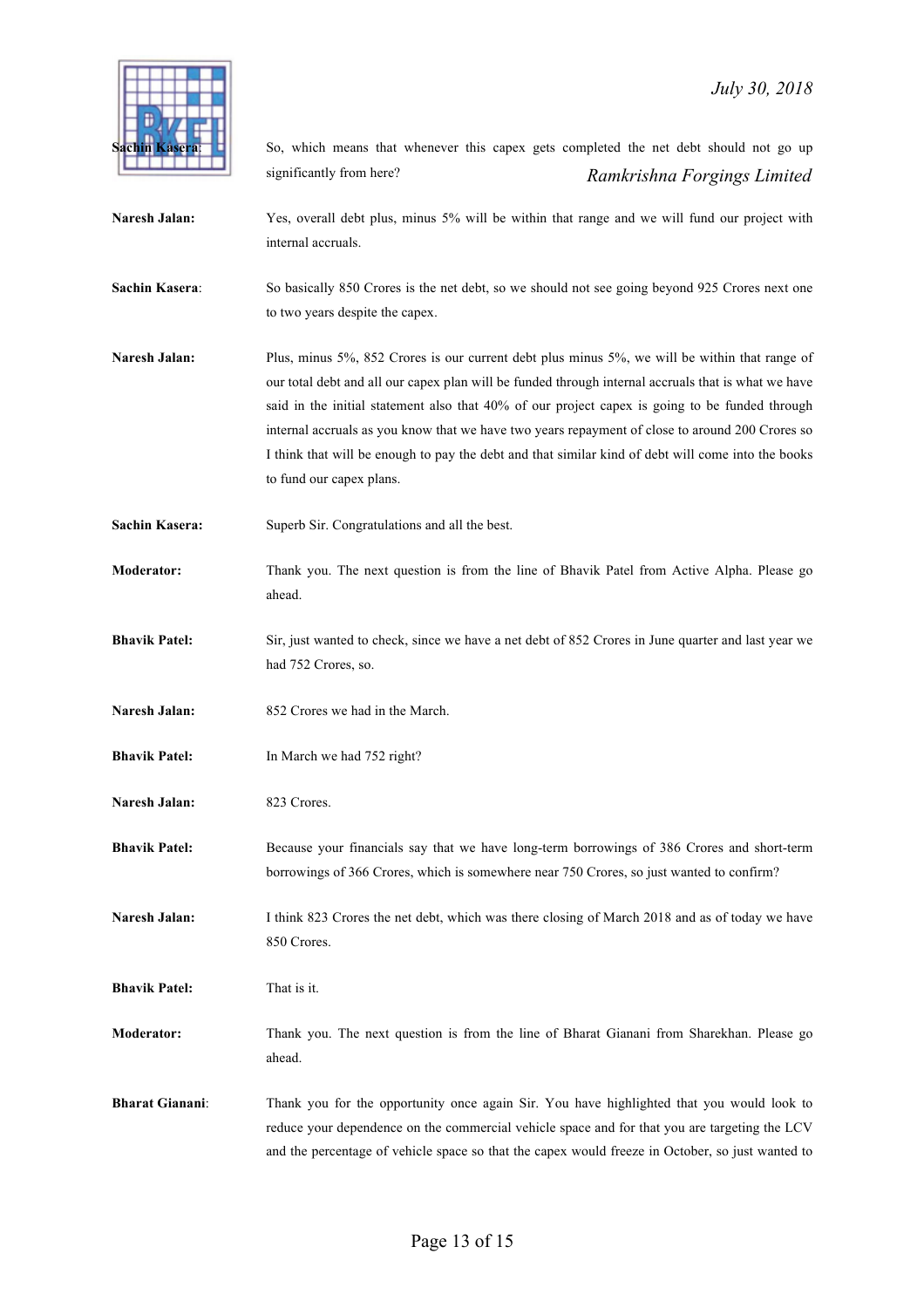**Sachin Kasera**: So, which means that whenever this capex gets completed the net debt should not go up significantly from here?

**Naresh Jalan:** Yes, overall debt plus, minus 5% will be within that range and we will fund our project with internal accruals.

**Sachin Kasera**: So basically 850 Crores is the net debt, so we should not see going beyond 925 Crores next one to two years despite the capex.

**Naresh Jalan:** Plus, minus 5%, 852 Crores is our current debt plus minus 5%, we will be within that range of our total debt and all our capex plan will be funded through internal accruals that is what we have said in the initial statement also that 40% of our project capex is going to be funded through internal accruals as you know that we have two years repayment of close to around 200 Crores so I think that will be enough to pay the debt and that similar kind of debt will come into the books to fund our capex plans.

**Sachin Kasera:** Superb Sir. Congratulations and all the best.

**Moderator:** Thank you. The next question is from the line of Bhavik Patel from Active Alpha. Please go ahead.

**Bhavik Patel:** Sir, just wanted to check, since we have a net debt of 852 Crores in June quarter and last year we had 752 Crores, so.

**Naresh Jalan:** 852 Crores we had in the March.

**Bhavik Patel:** In March we had 752 right?

**Naresh Jalan:** 823 Crores.

**Bhavik Patel:** Because your financials say that we have long-term borrowings of 386 Crores and short-term borrowings of 366 Crores, which is somewhere near 750 Crores, so just wanted to confirm?

**Naresh Jalan:** I think 823 Crores the net debt, which was there closing of March 2018 and as of today we have 850 Crores.

**Bhavik Patel:** That is it.

**Moderator:** Thank you. The next question is from the line of Bharat Gianani from Sharekhan. Please go ahead.

**Bharat Gianani**: Thank you for the opportunity once again Sir. You have highlighted that you would look to reduce your dependence on the commercial vehicle space and for that you are targeting the LCV and the percentage of vehicle space so that the capex would freeze in October, so just wanted to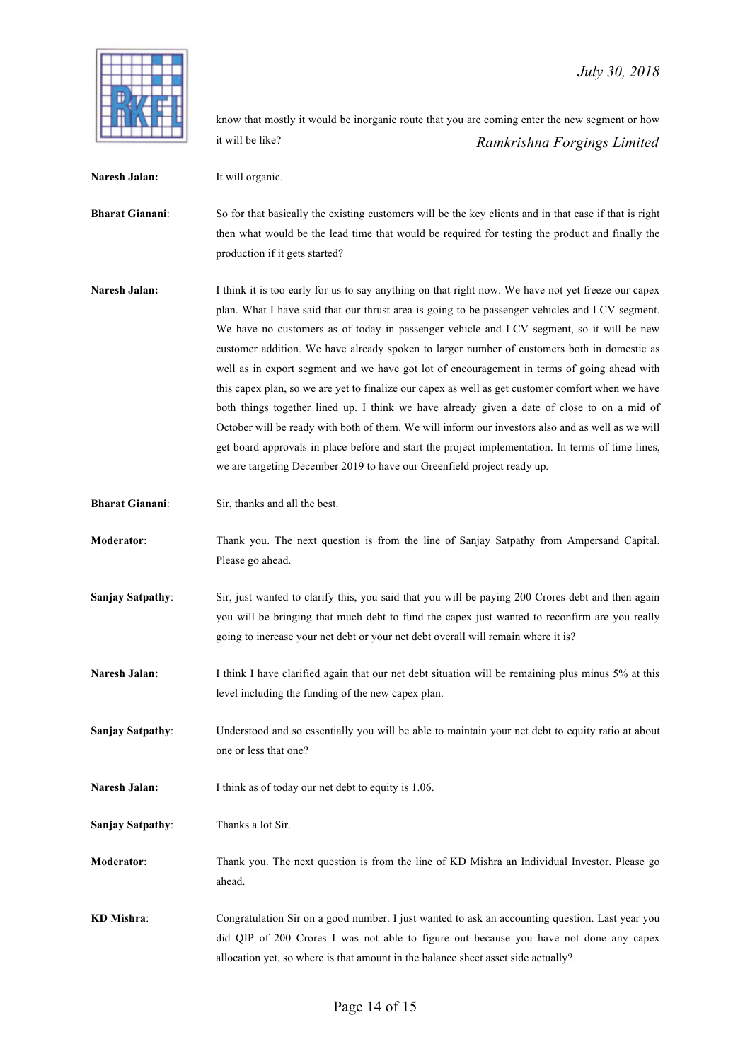know that mostly it would be inorganic route that you are coming enter the new segment or how it will be like?

**Naresh Jalan:** It will organic.

**Bharat Gianani**: So for that basically the existing customers will be the key clients and in that case if that is right then what would be the lead time that would be required for testing the product and finally the production if it gets started?

**Naresh Jalan:** I think it is too early for us to say anything on that right now. We have not yet freeze our capex plan. What I have said that our thrust area is going to be passenger vehicles and LCV segment. We have no customers as of today in passenger vehicle and LCV segment, so it will be new customer addition. We have already spoken to larger number of customers both in domestic as well as in export segment and we have got lot of encouragement in terms of going ahead with this capex plan, so we are yet to finalize our capex as well as get customer comfort when we have both things together lined up. I think we have already given a date of close to on a mid of October will be ready with both of them. We will inform our investors also and as well as we will get board approvals in place before and start the project implementation. In terms of time lines, we are targeting December 2019 to have our Greenfield project ready up.

**Bharat Gianani**: Sir, thanks and all the best.

**Moderator**: Thank you. The next question is from the line of Sanjay Satpathy from Ampersand Capital. Please go ahead.

**Sanjay Satpathy**: Sir, just wanted to clarify this, you said that you will be paying 200 Crores debt and then again you will be bringing that much debt to fund the capex just wanted to reconfirm are you really going to increase your net debt or your net debt overall will remain where it is?

**Naresh Jalan:** I think I have clarified again that our net debt situation will be remaining plus minus 5% at this level including the funding of the new capex plan.

**Sanjay Satpathy**: Understood and so essentially you will be able to maintain your net debt to equity ratio at about one or less that one?

**Naresh Jalan:** I think as of today our net debt to equity is 1.06.

**Sanjay Satpathy**: Thanks a lot Sir.

**Moderator**: Thank you. The next question is from the line of KD Mishra an Individual Investor. Please go ahead.

**KD Mishra**: Congratulation Sir on a good number. I just wanted to ask an accounting question. Last year you did QIP of 200 Crores I was not able to figure out because you have not done any capex allocation yet, so where is that amount in the balance sheet asset side actually?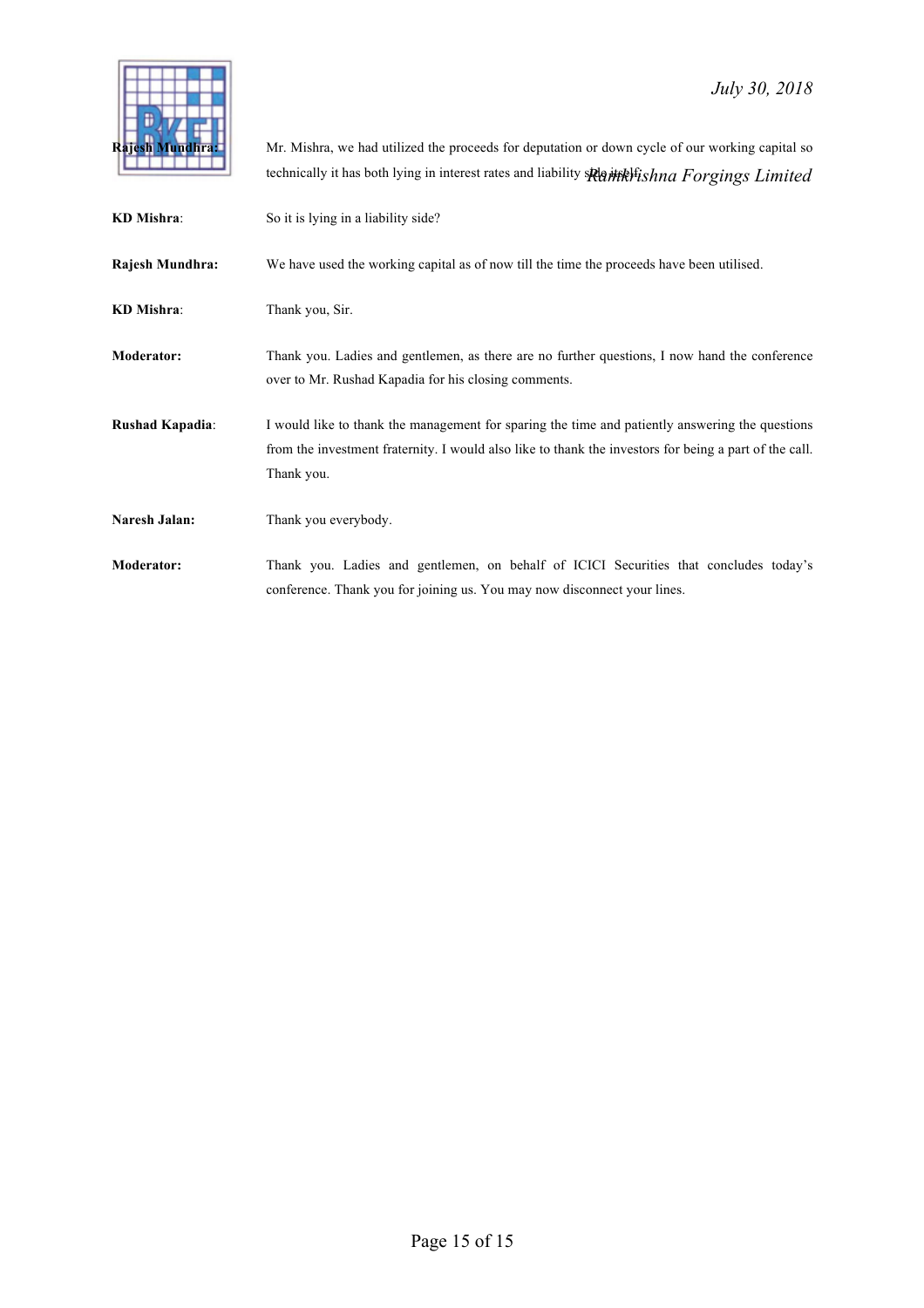**Rajesh Mundhra:** Mr. Mishra, we had utilized the proceeds for deputation or down cycle of our working capital so technically it has both lying in interest rates and liability side itself.

**KD Mishra**: So it is lying in a liability side?

**Rajesh Mundhra:** We have used the working capital as of now till the time the proceeds have been utilised.

**KD Mishra**: Thank you, Sir.

**Moderator:** Thank you. Ladies and gentlemen, as there are no further questions, I now hand the conference over to Mr. Rushad Kapadia for his closing comments.

**Rushad Kapadia**: I would like to thank the management for sparing the time and patiently answering the questions from the investment fraternity. I would also like to thank the investors for being a part of the call. Thank you.

**Naresh Jalan:** Thank you everybody.

**Moderator:** Thank you. Ladies and gentlemen, on behalf of ICICI Securities that concludes today's conference. Thank you for joining us. You may now disconnect your lines.